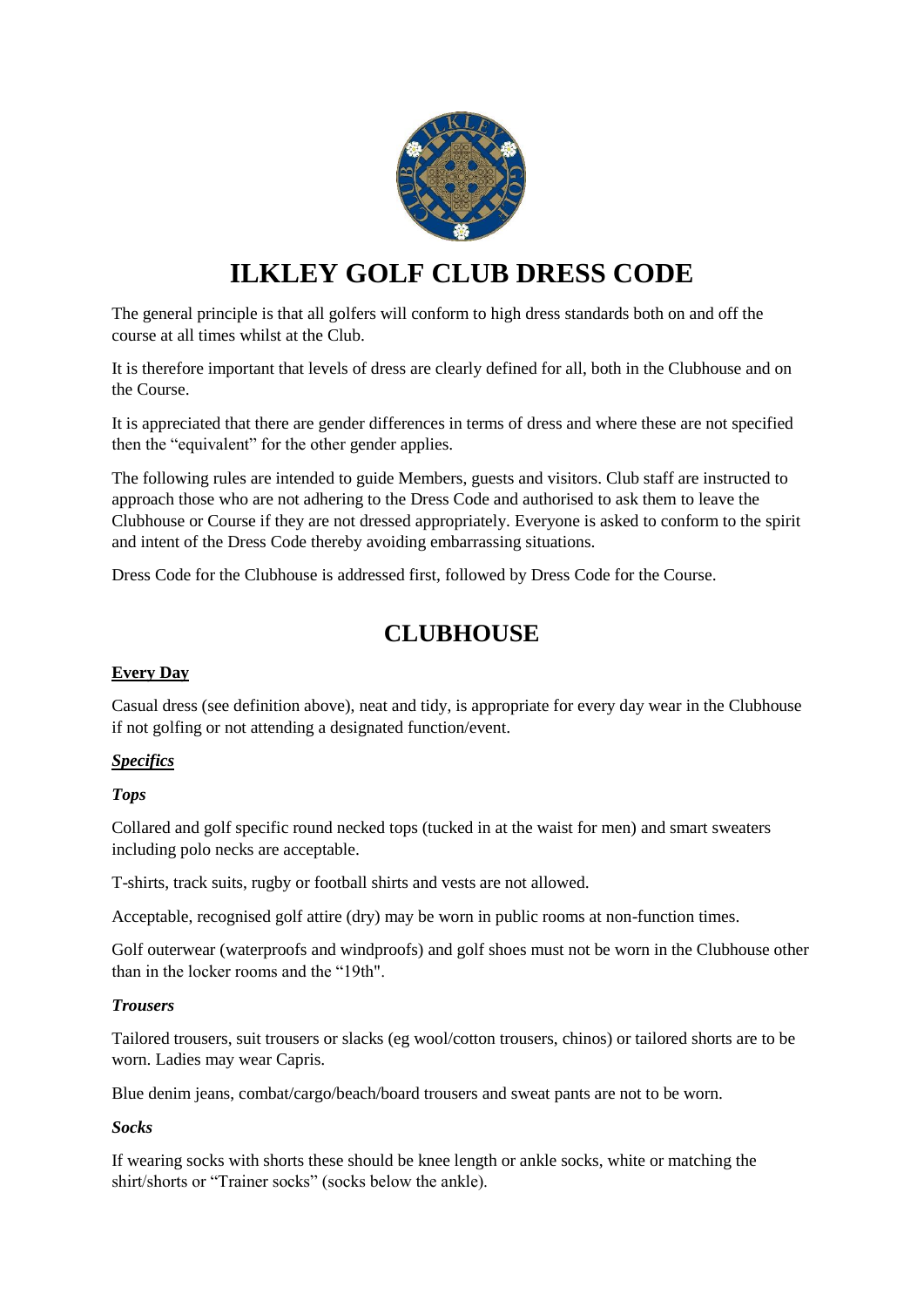# ILKLEY GOLF CLUB DRESS CODE

The general principle is that all golfers will conform to high dress standards both on and off the course at all times whilst at the Club.

It is therefore important that levels of dress are clearly defined for all, both in the Clubhouse and on the Course.

It is appreciated that there are gender differences in terms of dress and where these are not specified then the "equivalent" for the other gender applies.

The following rules are intended to guide Members, guests and visitors. Club staff are instructed to approach those who are not adhering to the Dress Code and authorised to ask them to leave the Clubhouse or Course if they are not dressed appropriately. Everyone is asked to conform to the spirit and intent of the Dress Code thereby avoiding embarrassing situations.

Dress Code for the Clubhouse is addressed first, followed by Dress Code for the Course.

## CLUBHOUSE

**Every Day**

Casual dress (see definition above), neat and tidy, is appropriate for every day wear in the Clubhouse if not golfing or not attending a designated function/event.

***Specifics***

***Tops***

Collared and golf specific round necked tops (tucked in at the waist for men) and smart sweaters including polo necks are acceptable.

T-shirts, track suits, rugby or football shirts and vests are not allowed.

Acceptable, recognised golf attire (dry) may be worn in public rooms at non-function times.

Golf outerwear (waterproofs and windproofs) and golf shoes must not be worn in the Clubhouse other than in the locker rooms and the "19th".

***Trousers***

Tailored trousers, suit trousers or slacks (eg wool/cotton trousers, chinos) or tailored shorts are to be worn. Ladies may wear Capris.

Blue denim jeans, combat/cargo/beach/board trousers and sweat pants are not to be worn.

***Socks***

If wearing socks with shorts these should be knee length or ankle socks, white or matching the shirt/shorts or "Trainer socks" (socks below the ankle).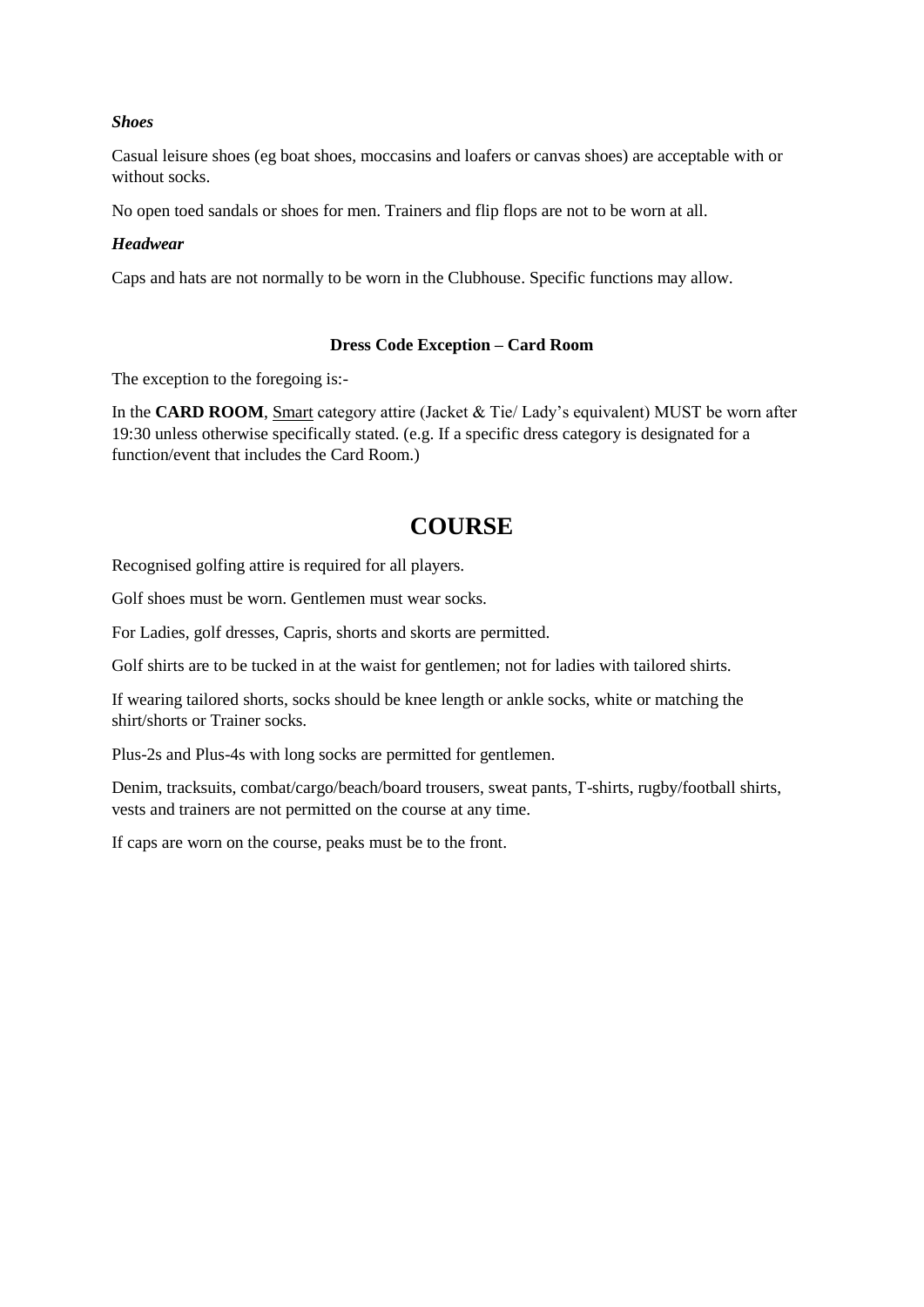***Shoes***

Casual leisure shoes (eg boat shoes, moccasins and loafers or canvas shoes) are acceptable with or without socks.

No open toed sandals or shoes for men. Trainers and flip flops are not to be worn at all.

***Headwear***

Caps and hats are not normally to be worn in the Clubhouse. Specific functions may allow.

**Dress Code Exception – Card Room**

The exception to the foregoing is:-

In the **CARD ROOM**, Smart category attire (Jacket & Tie/ Lady's equivalent) MUST be worn after 19:30 unless otherwise specifically stated. (e.g. If a specific dress category is designated for a function/event that includes the Card Room.)

# COURSE

Recognised golfing attire is required for all players.

Golf shoes must be worn. Gentlemen must wear socks.

For Ladies, golf dresses, Capris, shorts and skorts are permitted.

Golf shirts are to be tucked in at the waist for gentlemen; not for ladies with tailored shirts.

If wearing tailored shorts, socks should be knee length or ankle socks, white or matching the shirt/shorts or Trainer socks.

Plus-2s and Plus-4s with long socks are permitted for gentlemen.

Denim, tracksuits, combat/cargo/beach/board trousers, sweat pants, T-shirts, rugby/football shirts, vests and trainers are not permitted on the course at any time.

If caps are worn on the course, peaks must be to the front.